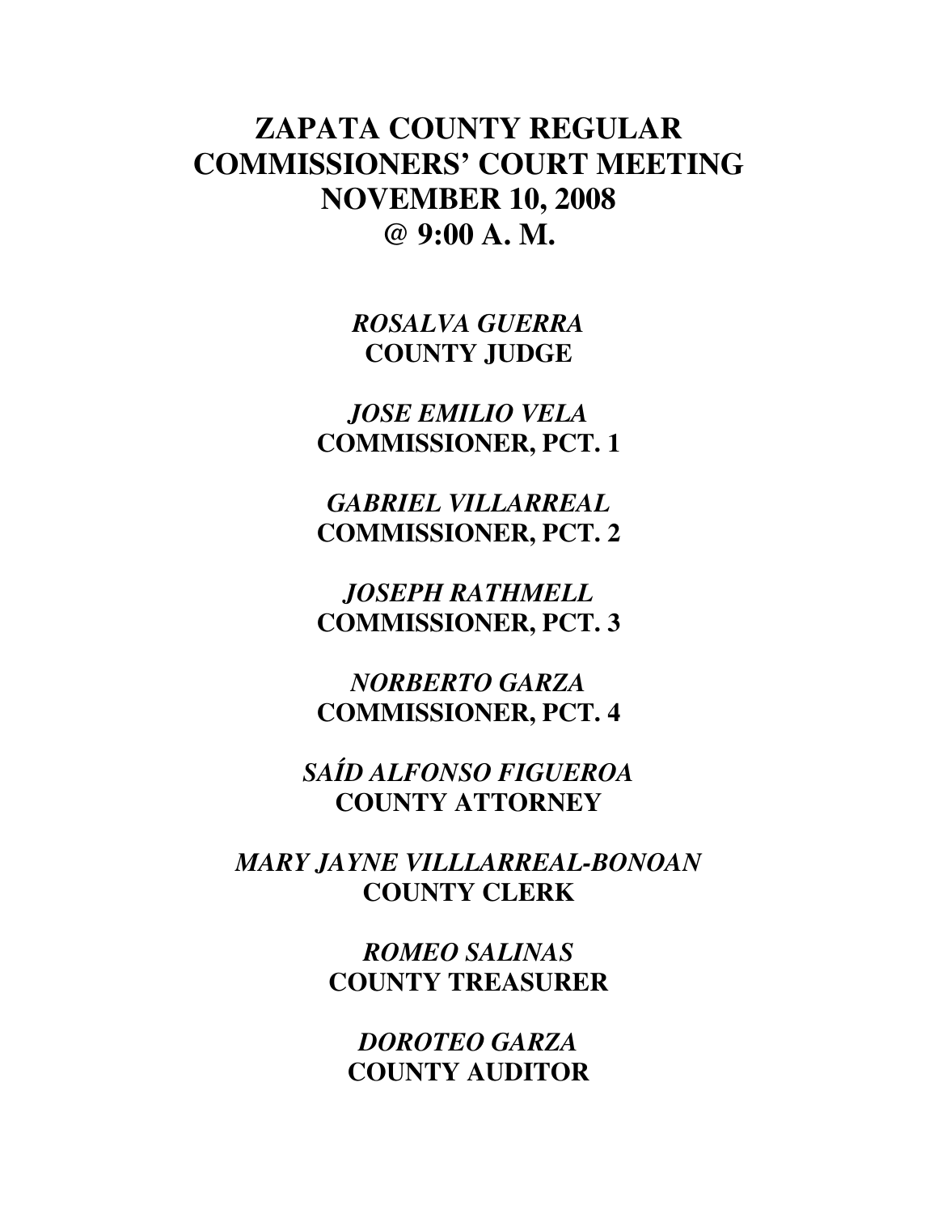# ZAPATA COUNTY REGULAR COMMISSIONERS' COURT MEETING NOVEMBER 10, 2008 @ 9:00 A. M.

***ROSALVA GUERRA***
**COUNTY JUDGE**

***JOSE EMILIO VELA***
**COMMISSIONER, PCT. 1**

***GABRIEL VILLARREAL***
**COMMISSIONER, PCT. 2**

***JOSEPH RATHMELL***
**COMMISSIONER, PCT. 3**

***NORBERTO GARZA***
**COMMISSIONER, PCT. 4**

***SAÍD ALFONSO FIGUEROA***
**COUNTY ATTORNEY**

***MARY JAYNE VILLLARREAL-BONOAN***
**COUNTY CLERK**

***ROMEO SALINAS***
**COUNTY TREASURER**

***DOROTEO GARZA***
**COUNTY AUDITOR**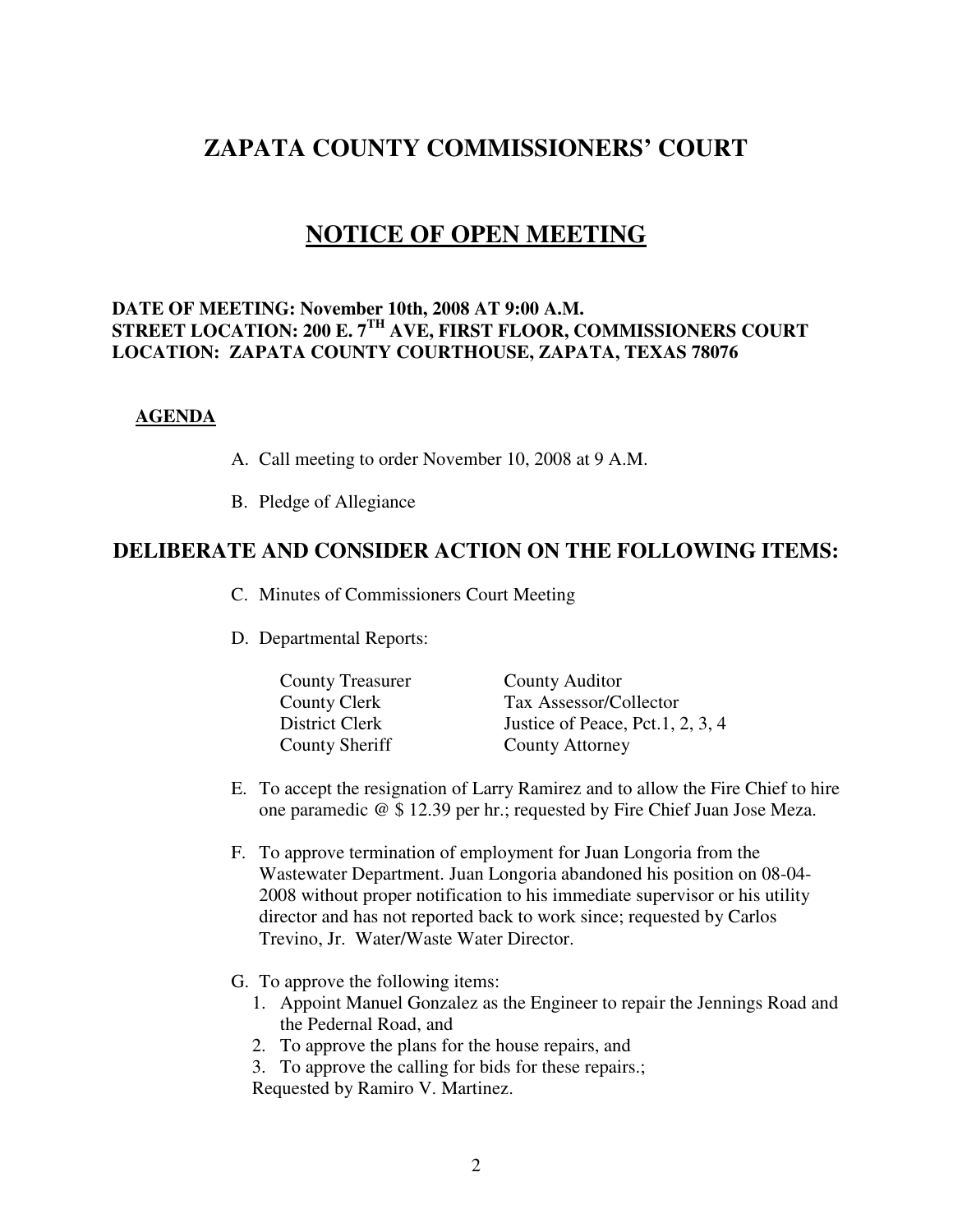# ZAPATA COUNTY COMMISSIONERS' COURT

## NOTICE OF OPEN MEETING

**DATE OF MEETING: November 10th, 2008 AT 9:00 A.M.**
**STREET LOCATION: 200 E. 7TH AVE, FIRST FLOOR, COMMISSIONERS COURT**
**LOCATION: ZAPATA COUNTY COURTHOUSE, ZAPATA, TEXAS 78076**

**AGENDA**

A. Call meeting to order November 10, 2008 at 9 A.M.

B. Pledge of Allegiance

## DELIBERATE AND CONSIDER ACTION ON THE FOLLOWING ITEMS:

C. Minutes of Commissioners Court Meeting

D. Departmental Reports:

| | |
|---|---|
| County Treasurer | County Auditor |
| County Clerk | Tax Assessor/Collector |
| District Clerk | Justice of Peace, Pct.1, 2, 3, 4 |
| County Sheriff | County Attorney |

E. To accept the resignation of Larry Ramirez and to allow the Fire Chief to hire one paramedic @ $ 12.39 per hr.; requested by Fire Chief Juan Jose Meza.

F. To approve termination of employment for Juan Longoria from the Wastewater Department. Juan Longoria abandoned his position on 08-04-2008 without proper notification to his immediate supervisor or his utility director and has not reported back to work since; requested by Carlos Trevino, Jr. Water/Waste Water Director.

G. To approve the following items:
   1. Appoint Manuel Gonzalez as the Engineer to repair the Jennings Road and the Pedernal Road, and
   2. To approve the plans for the house repairs, and
   3. To approve the calling for bids for these repairs.;

   Requested by Ramiro V. Martinez.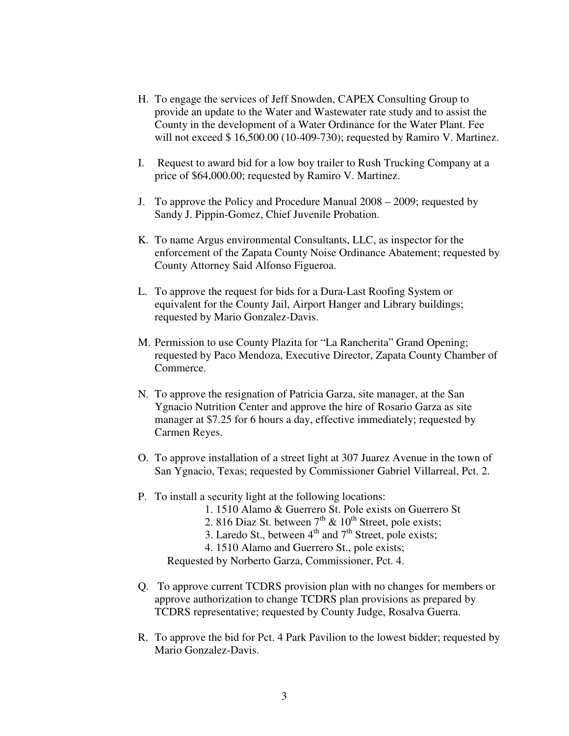H. To engage the services of Jeff Snowden, CAPEX Consulting Group to provide an update to the Water and Wastewater rate study and to assist the County in the development of a Water Ordinance for the Water Plant. Fee will not exceed $ 16,500.00 (10-409-730); requested by Ramiro V. Martinez.

I. Request to award bid for a low boy trailer to Rush Trucking Company at a price of $64,000.00; requested by Ramiro V. Martinez.

J. To approve the Policy and Procedure Manual 2008 – 2009; requested by Sandy J. Pippin-Gomez, Chief Juvenile Probation.

K. To name Argus environmental Consultants, LLC, as inspector for the enforcement of the Zapata County Noise Ordinance Abatement; requested by County Attorney Said Alfonso Figueroa.

L. To approve the request for bids for a Dura-Last Roofing System or equivalent for the County Jail, Airport Hanger and Library buildings; requested by Mario Gonzalez-Davis.

M. Permission to use County Plazita for "La Rancherita" Grand Opening; requested by Paco Mendoza, Executive Director, Zapata County Chamber of Commerce.

N. To approve the resignation of Patricia Garza, site manager, at the San Ygnacio Nutrition Center and approve the hire of Rosario Garza as site manager at $7.25 for 6 hours a day, effective immediately; requested by Carmen Reyes.

O. To approve installation of a street light at 307 Juarez Avenue in the town of San Ygnacio, Texas; requested by Commissioner Gabriel Villarreal, Pct. 2.

P. To install a security light at the following locations:

1. 1510 Alamo & Guerrero St. Pole exists on Guerrero St
2. 816 Diaz St. between 7th & 10th Street, pole exists;
3. Laredo St., between 4th and 7th Street, pole exists;
4. 1510 Alamo and Guerrero St., pole exists;

Requested by Norberto Garza, Commissioner, Pct. 4.

Q. To approve current TCDRS provision plan with no changes for members or approve authorization to change TCDRS plan provisions as prepared by TCDRS representative; requested by County Judge, Rosalva Guerra.

R. To approve the bid for Pct. 4 Park Pavilion to the lowest bidder; requested by Mario Gonzalez-Davis.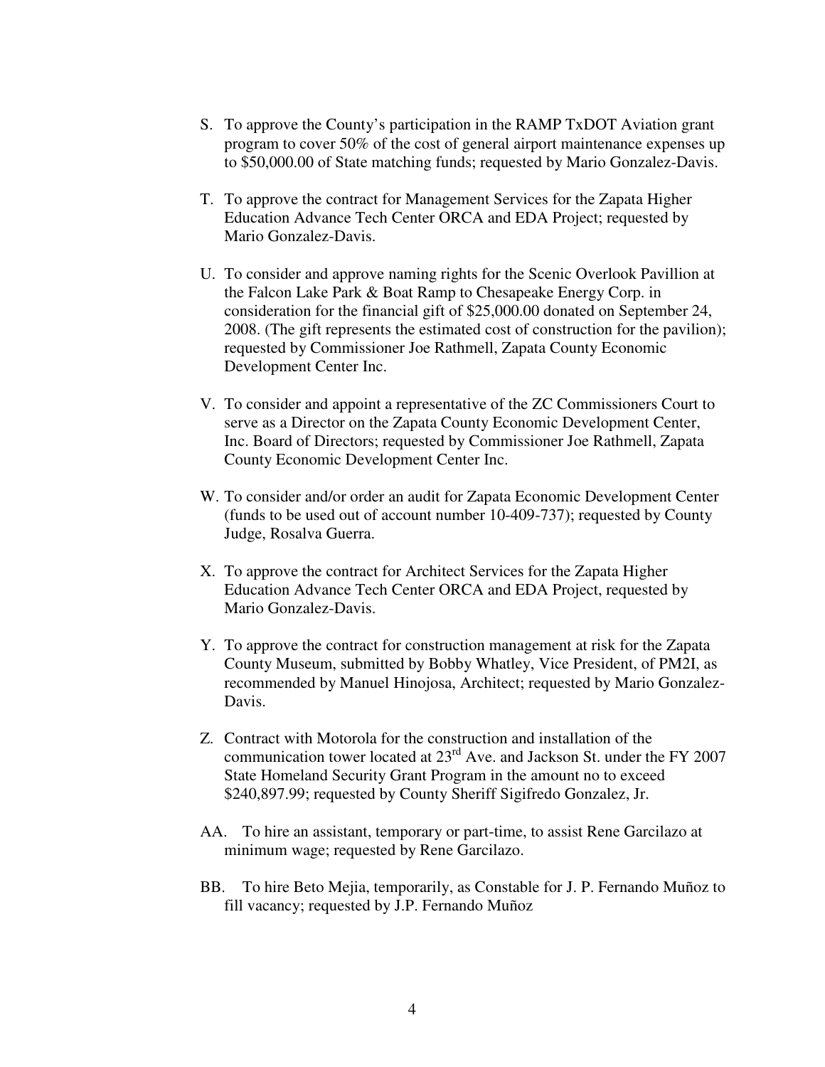S. To approve the County's participation in the RAMP TxDOT Aviation grant program to cover 50% of the cost of general airport maintenance expenses up to $50,000.00 of State matching funds; requested by Mario Gonzalez-Davis.

T. To approve the contract for Management Services for the Zapata Higher Education Advance Tech Center ORCA and EDA Project; requested by Mario Gonzalez-Davis.

U. To consider and approve naming rights for the Scenic Overlook Pavillion at the Falcon Lake Park & Boat Ramp to Chesapeake Energy Corp. in consideration for the financial gift of $25,000.00 donated on September 24, 2008. (The gift represents the estimated cost of construction for the pavilion); requested by Commissioner Joe Rathmell, Zapata County Economic Development Center Inc.

V. To consider and appoint a representative of the ZC Commissioners Court to serve as a Director on the Zapata County Economic Development Center, Inc. Board of Directors; requested by Commissioner Joe Rathmell, Zapata County Economic Development Center Inc.

W. To consider and/or order an audit for Zapata Economic Development Center (funds to be used out of account number 10-409-737); requested by County Judge, Rosalva Guerra.

X. To approve the contract for Architect Services for the Zapata Higher Education Advance Tech Center ORCA and EDA Project, requested by Mario Gonzalez-Davis.

Y. To approve the contract for construction management at risk for the Zapata County Museum, submitted by Bobby Whatley, Vice President, of PM2I, as recommended by Manuel Hinojosa, Architect; requested by Mario Gonzalez-Davis.

Z. Contract with Motorola for the construction and installation of the communication tower located at 23rd Ave. and Jackson St. under the FY 2007 State Homeland Security Grant Program in the amount no to exceed $240,897.99; requested by County Sheriff Sigifredo Gonzalez, Jr.

AA. To hire an assistant, temporary or part-time, to assist Rene Garcilazo at minimum wage; requested by Rene Garcilazo.

BB. To hire Beto Mejia, temporarily, as Constable for J. P. Fernando Muñoz to fill vacancy; requested by J.P. Fernando Muñoz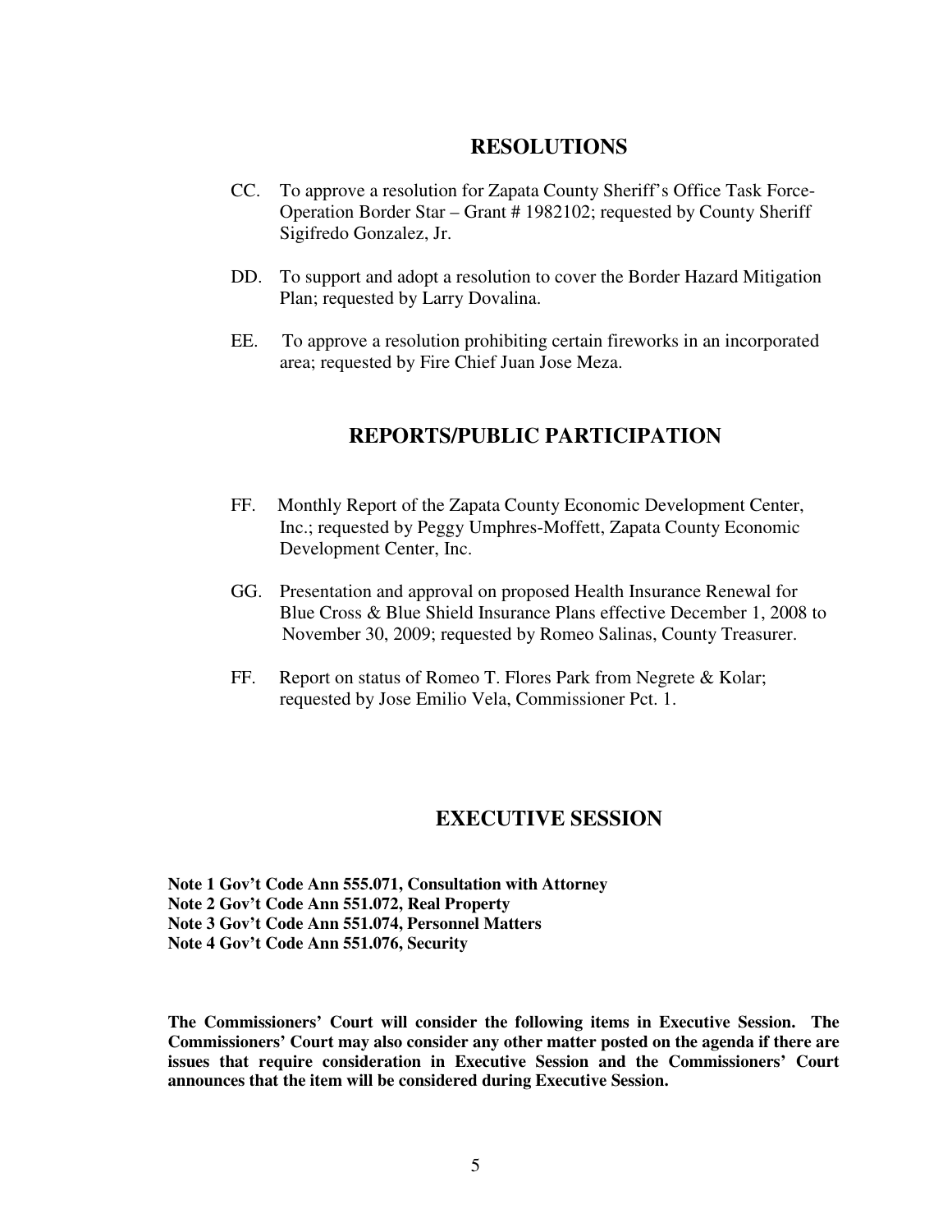## RESOLUTIONS

CC. To approve a resolution for Zapata County Sheriff's Office Task Force-Operation Border Star – Grant # 1982102; requested by County Sheriff Sigifredo Gonzalez, Jr.

DD. To support and adopt a resolution to cover the Border Hazard Mitigation Plan; requested by Larry Dovalina.

EE. To approve a resolution prohibiting certain fireworks in an incorporated area; requested by Fire Chief Juan Jose Meza.

## REPORTS/PUBLIC PARTICIPATION

FF. Monthly Report of the Zapata County Economic Development Center, Inc.; requested by Peggy Umphres-Moffett, Zapata County Economic Development Center, Inc.

GG. Presentation and approval on proposed Health Insurance Renewal for Blue Cross & Blue Shield Insurance Plans effective December 1, 2008 to November 30, 2009; requested by Romeo Salinas, County Treasurer.

FF. Report on status of Romeo T. Flores Park from Negrete & Kolar; requested by Jose Emilio Vela, Commissioner Pct. 1.

## EXECUTIVE SESSION

**Note 1 Gov't Code Ann 555.071, Consultation with Attorney**
**Note 2 Gov't Code Ann 551.072, Real Property**
**Note 3 Gov't Code Ann 551.074, Personnel Matters**
**Note 4 Gov't Code Ann 551.076, Security**

**The Commissioners' Court will consider the following items in Executive Session. The Commissioners' Court may also consider any other matter posted on the agenda if there are issues that require consideration in Executive Session and the Commissioners' Court announces that the item will be considered during Executive Session.**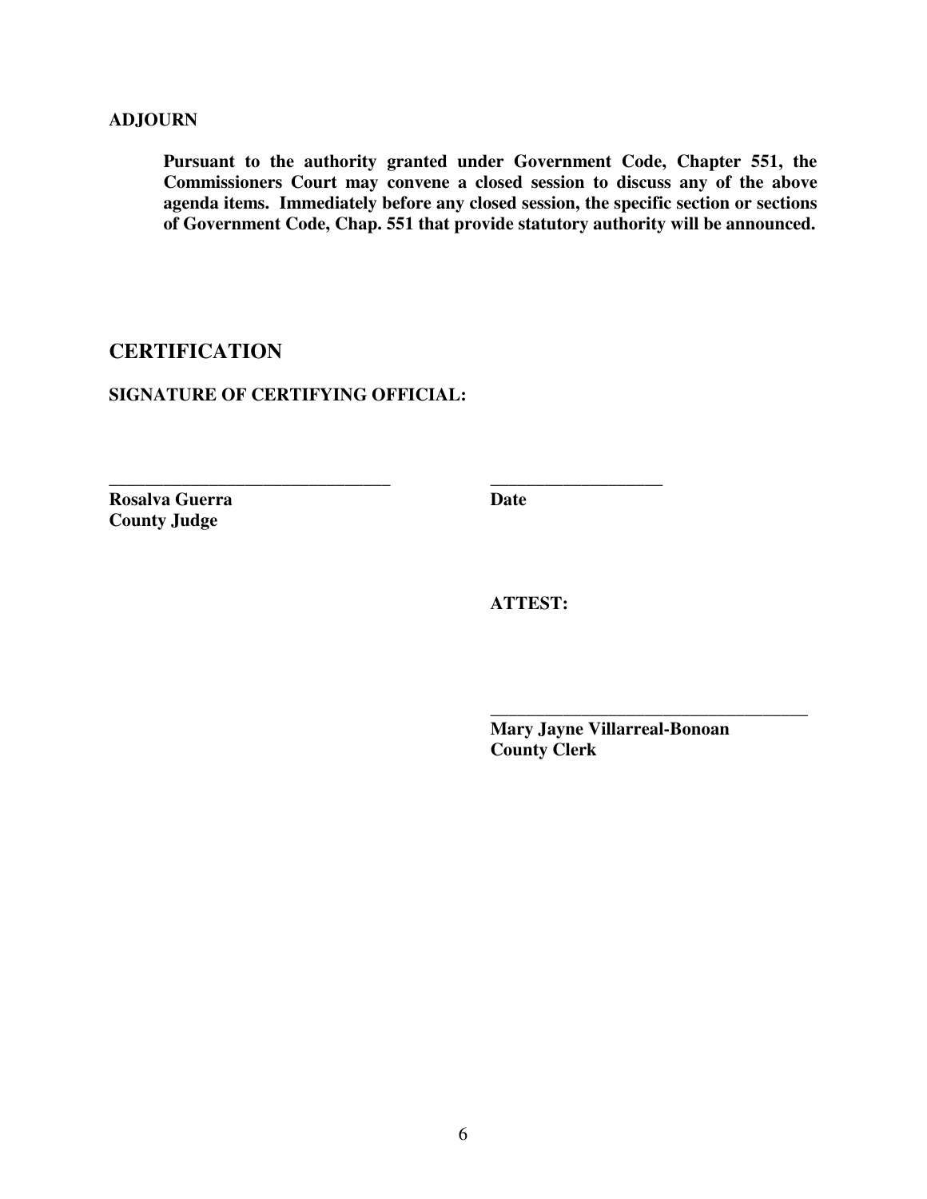**ADJOURN**

> **Pursuant to the authority granted under Government Code, Chapter 551, the Commissioners Court may convene a closed session to discuss any of the above agenda items. Immediately before any closed session, the specific section or sections of Government Code, Chap. 551 that provide statutory authority will be announced.**

## CERTIFICATION

**SIGNATURE OF CERTIFYING OFFICIAL:**

_________________________________ ____________________

**Rosalva Guerra** **Date**
**County Judge**

**ATTEST:**

_____________________________________

**Mary Jayne Villarreal-Bonoan**
**County Clerk**